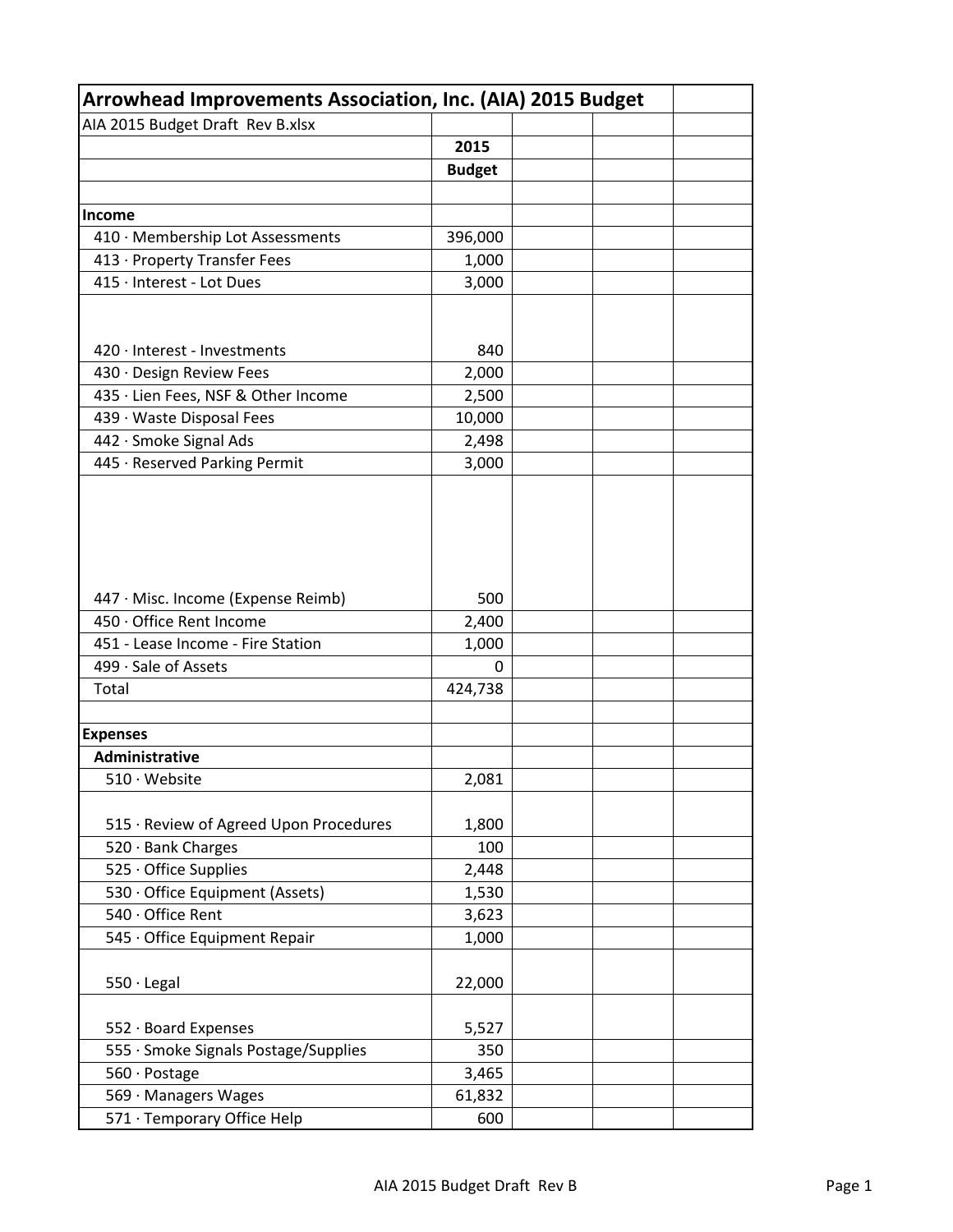| Arrowhead Improvements Association, Inc. (AIA) 2015 Budget | | | | |
|---|---|---|---|---|
| AIA 2015 Budget Draft Rev B.xlsx | | | | |
| | **2015** | | | |
| | **Budget** | | | |
| | | | | |
| **Income** | | | | |
| 410 · Membership Lot Assessments | 396,000 | | | |
| 413 · Property Transfer Fees | 1,000 | | | |
| 415 · Interest - Lot Dues | 3,000 | | | |
| 420 · Interest - Investments | 840 | | | |
| 430 · Design Review Fees | 2,000 | | | |
| 435 · Lien Fees, NSF & Other Income | 2,500 | | | |
| 439 · Waste Disposal Fees | 10,000 | | | |
| 442 · Smoke Signal Ads | 2,498 | | | |
| 445 · Reserved Parking Permit | 3,000 | | | |
| 447 · Misc. Income (Expense Reimb) | 500 | | | |
| 450 · Office Rent Income | 2,400 | | | |
| 451 - Lease Income - Fire Station | 1,000 | | | |
| 499 · Sale of Assets | 0 | | | |
| Total | 424,738 | | | |
| | | | | |
| **Expenses** | | | | |
| **Administrative** | | | | |
| 510 · Website | 2,081 | | | |
| 515 · Review of Agreed Upon Procedures | 1,800 | | | |
| 520 · Bank Charges | 100 | | | |
| 525 · Office Supplies | 2,448 | | | |
| 530 · Office Equipment (Assets) | 1,530 | | | |
| 540 · Office Rent | 3,623 | | | |
| 545 · Office Equipment Repair | 1,000 | | | |
| 550 · Legal | 22,000 | | | |
| 552 · Board Expenses | 5,527 | | | |
| 555 · Smoke Signals Postage/Supplies | 350 | | | |
| 560 · Postage | 3,465 | | | |
| 569 · Managers Wages | 61,832 | | | |
| 571 · Temporary Office Help | 600 | | | |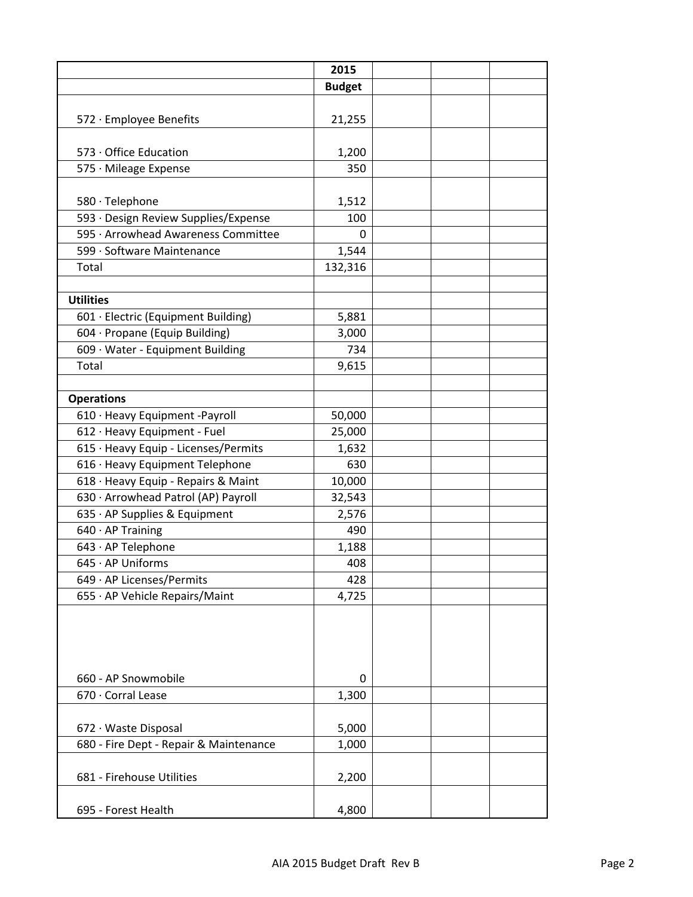| | 2015 | | | |
|---|---|---|---|---|
| | **Budget** | | | |
| 572 · Employee Benefits | 21,255 | | | |
| 573 · Office Education | 1,200 | | | |
| 575 · Mileage Expense | 350 | | | |
| 580 · Telephone | 1,512 | | | |
| 593 · Design Review Supplies/Expense | 100 | | | |
| 595 · Arrowhead Awareness Committee | 0 | | | |
| 599 · Software Maintenance | 1,544 | | | |
| Total | 132,316 | | | |
| | | | | |
| **Utilities** | | | | |
| 601 · Electric (Equipment Building) | 5,881 | | | |
| 604 · Propane (Equip Building) | 3,000 | | | |
| 609 · Water - Equipment Building | 734 | | | |
| Total | 9,615 | | | |
| | | | | |
| **Operations** | | | | |
| 610 · Heavy Equipment -Payroll | 50,000 | | | |
| 612 · Heavy Equipment - Fuel | 25,000 | | | |
| 615 · Heavy Equip - Licenses/Permits | 1,632 | | | |
| 616 · Heavy Equipment Telephone | 630 | | | |
| 618 · Heavy Equip - Repairs & Maint | 10,000 | | | |
| 630 · Arrowhead Patrol (AP) Payroll | 32,543 | | | |
| 635 · AP Supplies & Equipment | 2,576 | | | |
| 640 · AP Training | 490 | | | |
| 643 · AP Telephone | 1,188 | | | |
| 645 · AP Uniforms | 408 | | | |
| 649 · AP Licenses/Permits | 428 | | | |
| 655 · AP Vehicle Repairs/Maint | 4,725 | | | |
| 660 - AP Snowmobile | 0 | | | |
| 670 · Corral Lease | 1,300 | | | |
| 672 · Waste Disposal | 5,000 | | | |
| 680 - Fire Dept - Repair & Maintenance | 1,000 | | | |
| 681 - Firehouse Utilities | 2,200 | | | |
| 695 - Forest Health | 4,800 | | | |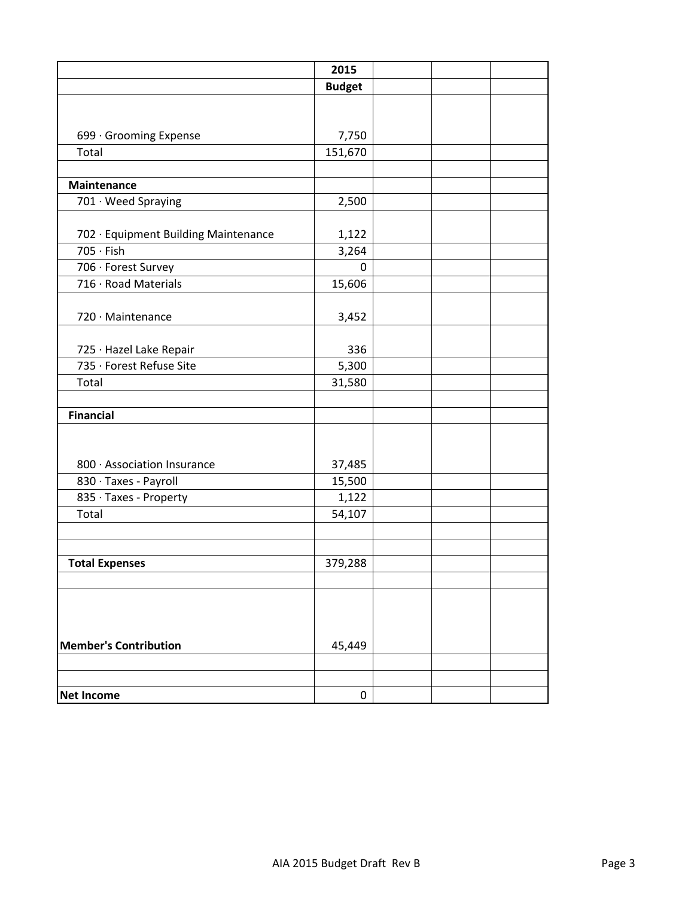| | 2015 | | | |
|---|---|---|---|---|
| | **Budget** | | | |
| | | | | |
| 699 · Grooming Expense | 7,750 | | | |
| Total | 151,670 | | | |
| | | | | |
| **Maintenance** | | | | |
| 701 · Weed Spraying | 2,500 | | | |
| 702 · Equipment Building Maintenance | 1,122 | | | |
| 705 · Fish | 3,264 | | | |
| 706 · Forest Survey | 0 | | | |
| 716 · Road Materials | 15,606 | | | |
| 720 · Maintenance | 3,452 | | | |
| 725 · Hazel Lake Repair | 336 | | | |
| 735 · Forest Refuse Site | 5,300 | | | |
| Total | 31,580 | | | |
| | | | | |
| **Financial** | | | | |
| 800 · Association Insurance | 37,485 | | | |
| 830 · Taxes - Payroll | 15,500 | | | |
| 835 · Taxes - Property | 1,122 | | | |
| Total | 54,107 | | | |
| | | | | |
| | | | | |
| **Total Expenses** | 379,288 | | | |
| | | | | |
| **Member's Contribution** | 45,449 | | | |
| | | | | |
| | | | | |
| **Net Income** | 0 | | | |